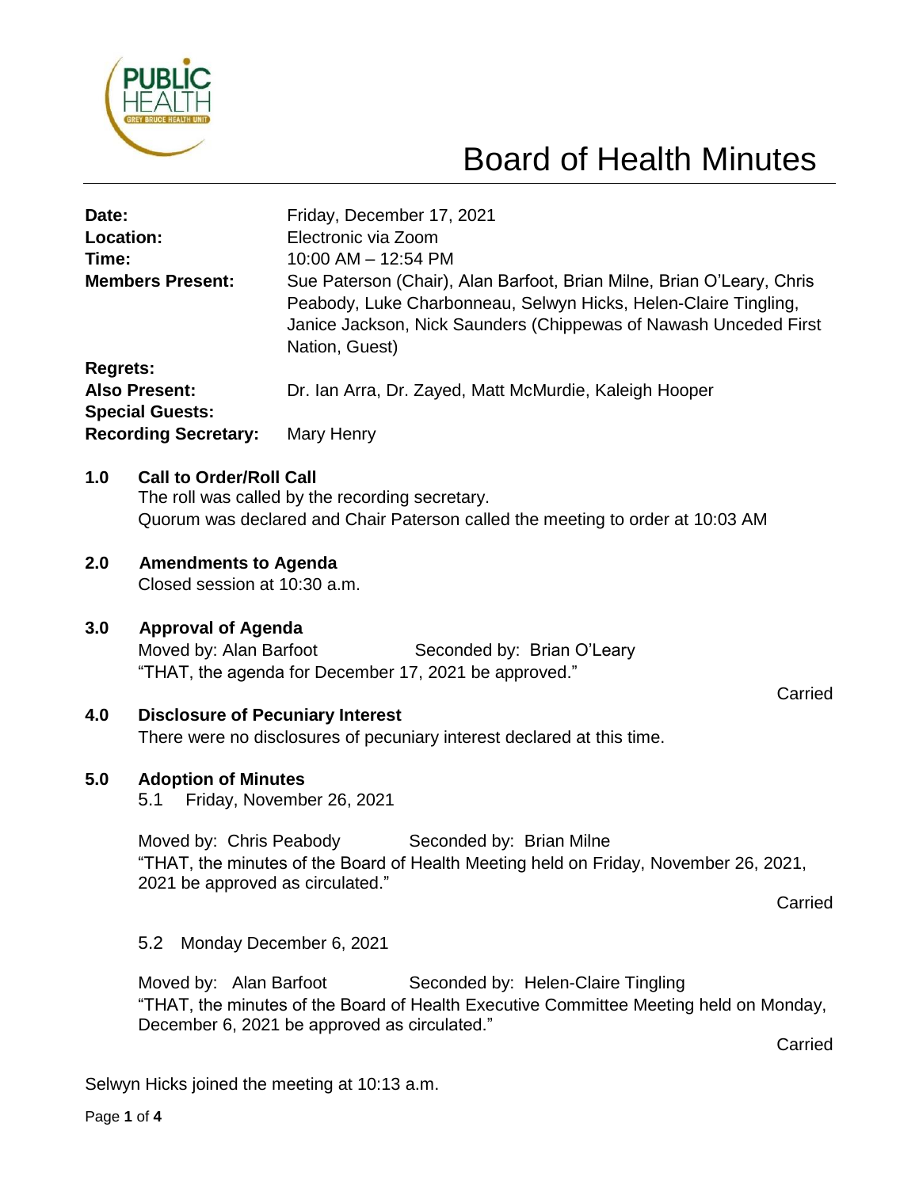# Board of Health Minutes

| | |
|---|---|
| **Date:** | Friday, December 17, 2021 |
| **Location:** | Electronic via Zoom |
| **Time:** | 10:00 AM – 12:54 PM |
| **Members Present:** | Sue Paterson (Chair), Alan Barfoot, Brian Milne, Brian O'Leary, Chris Peabody, Luke Charbonneau, Selwyn Hicks, Helen-Claire Tingling, Janice Jackson, Nick Saunders (Chippewas of Nawash Unceded First Nation, Guest) |
| **Regrets:** | |
| **Also Present:** | Dr. Ian Arra, Dr. Zayed, Matt McMurdie, Kaleigh Hooper |
| **Special Guests:** | |
| **Recording Secretary:** | Mary Henry |

## 1.0 Call to Order/Roll Call

The roll was called by the recording secretary.
Quorum was declared and Chair Paterson called the meeting to order at 10:03 AM

## 2.0 Amendments to Agenda

Closed session at 10:30 a.m.

## 3.0 Approval of Agenda

Moved by: Alan Barfoot Seconded by: Brian O'Leary
"THAT, the agenda for December 17, 2021 be approved."

Carried

## 4.0 Disclosure of Pecuniary Interest

There were no disclosures of pecuniary interest declared at this time.

## 5.0 Adoption of Minutes

5.1 Friday, November 26, 2021

Moved by: Chris Peabody Seconded by: Brian Milne
"THAT, the minutes of the Board of Health Meeting held on Friday, November 26, 2021, 2021 be approved as circulated."

Carried

5.2 Monday December 6, 2021

Moved by: Alan Barfoot Seconded by: Helen-Claire Tingling
"THAT, the minutes of the Board of Health Executive Committee Meeting held on Monday, December 6, 2021 be approved as circulated."

Carried

Selwyn Hicks joined the meeting at 10:13 a.m.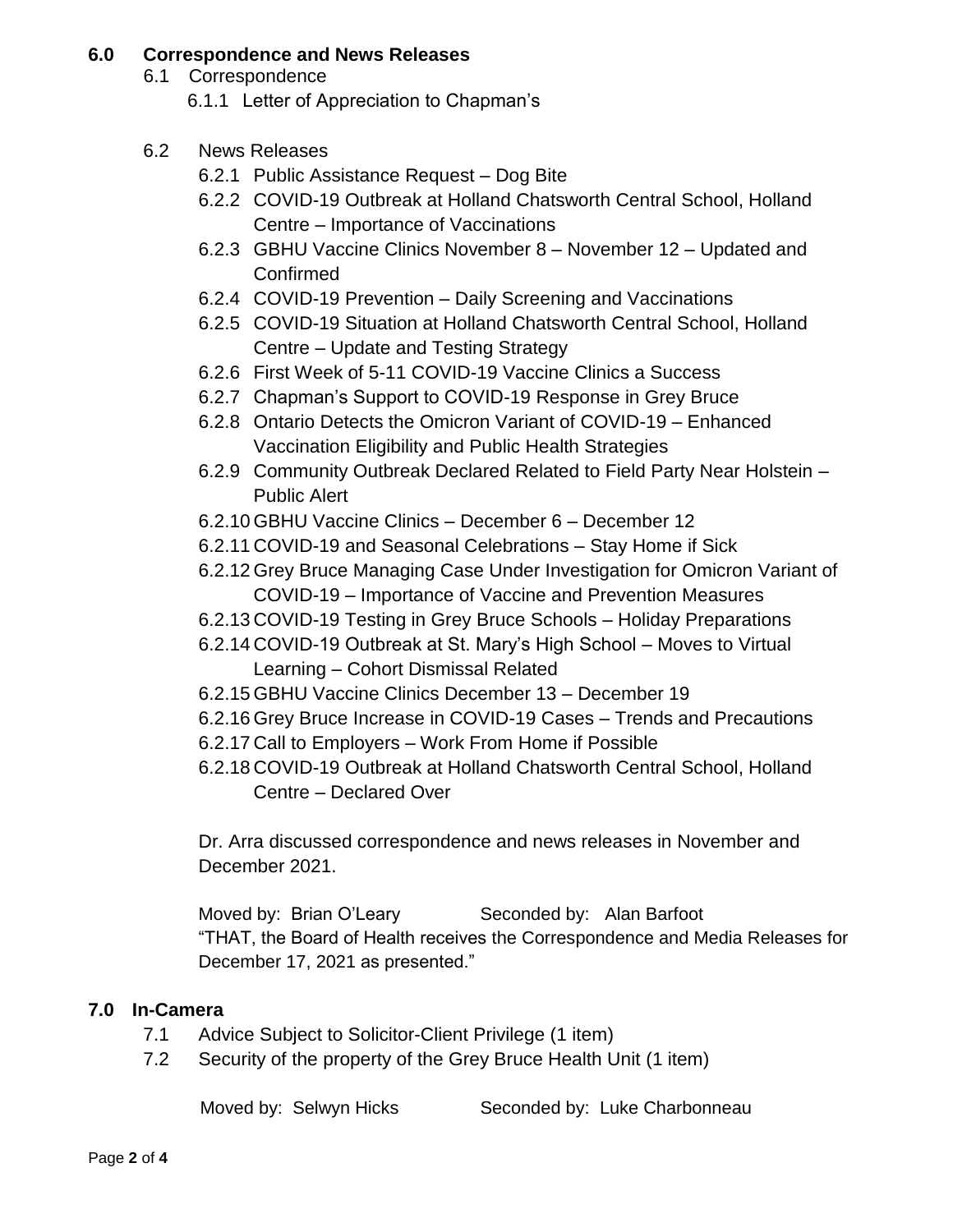## 6.0 Correspondence and News Releases

6.1 Correspondence

6.1.1 Letter of Appreciation to Chapman's

6.2 News Releases

6.2.1 Public Assistance Request – Dog Bite
6.2.2 COVID-19 Outbreak at Holland Chatsworth Central School, Holland Centre – Importance of Vaccinations
6.2.3 GBHU Vaccine Clinics November 8 – November 12 – Updated and Confirmed
6.2.4 COVID-19 Prevention – Daily Screening and Vaccinations
6.2.5 COVID-19 Situation at Holland Chatsworth Central School, Holland Centre – Update and Testing Strategy
6.2.6 First Week of 5-11 COVID-19 Vaccine Clinics a Success
6.2.7 Chapman's Support to COVID-19 Response in Grey Bruce
6.2.8 Ontario Detects the Omicron Variant of COVID-19 – Enhanced Vaccination Eligibility and Public Health Strategies
6.2.9 Community Outbreak Declared Related to Field Party Near Holstein – Public Alert
6.2.10 GBHU Vaccine Clinics – December 6 – December 12
6.2.11 COVID-19 and Seasonal Celebrations – Stay Home if Sick
6.2.12 Grey Bruce Managing Case Under Investigation for Omicron Variant of COVID-19 – Importance of Vaccine and Prevention Measures
6.2.13 COVID-19 Testing in Grey Bruce Schools – Holiday Preparations
6.2.14 COVID-19 Outbreak at St. Mary's High School – Moves to Virtual Learning – Cohort Dismissal Related
6.2.15 GBHU Vaccine Clinics December 13 – December 19
6.2.16 Grey Bruce Increase in COVID-19 Cases – Trends and Precautions
6.2.17 Call to Employers – Work From Home if Possible
6.2.18 COVID-19 Outbreak at Holland Chatsworth Central School, Holland Centre – Declared Over

Dr. Arra discussed correspondence and news releases in November and December 2021.

Moved by: Brian O'Leary Seconded by: Alan Barfoot
"THAT, the Board of Health receives the Correspondence and Media Releases for December 17, 2021 as presented."

## 7.0 In-Camera

7.1 Advice Subject to Solicitor-Client Privilege (1 item)
7.2 Security of the property of the Grey Bruce Health Unit (1 item)

Moved by: Selwyn Hicks Seconded by: Luke Charbonneau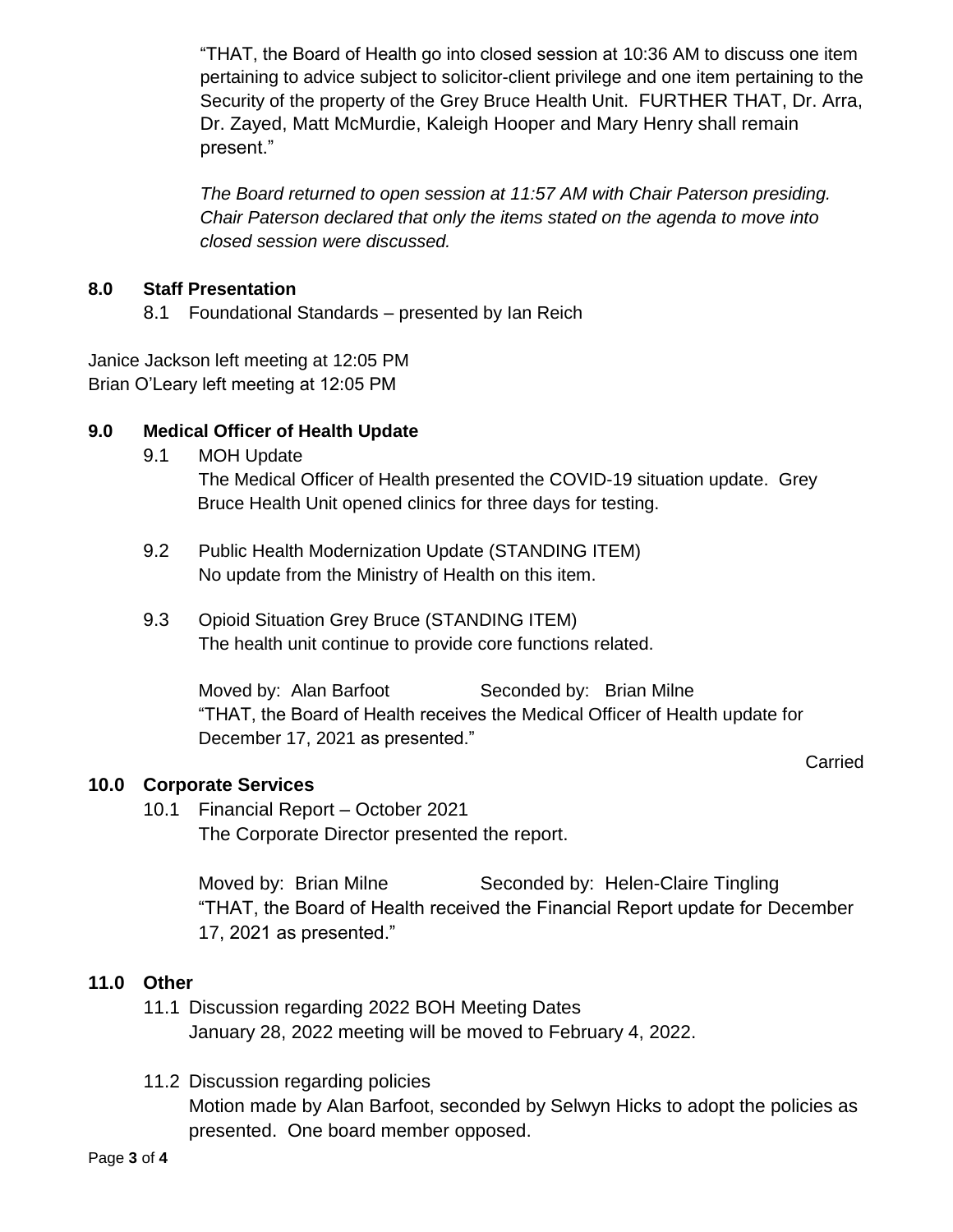"THAT, the Board of Health go into closed session at 10:36 AM to discuss one item pertaining to advice subject to solicitor-client privilege and one item pertaining to the Security of the property of the Grey Bruce Health Unit. FURTHER THAT, Dr. Arra, Dr. Zayed, Matt McMurdie, Kaleigh Hooper and Mary Henry shall remain present."

*The Board returned to open session at 11:57 AM with Chair Paterson presiding. Chair Paterson declared that only the items stated on the agenda to move into closed session were discussed.*

## 8.0 Staff Presentation

8.1 Foundational Standards – presented by Ian Reich

Janice Jackson left meeting at 12:05 PM
Brian O'Leary left meeting at 12:05 PM

## 9.0 Medical Officer of Health Update

9.1 MOH Update
The Medical Officer of Health presented the COVID-19 situation update. Grey Bruce Health Unit opened clinics for three days for testing.

9.2 Public Health Modernization Update (STANDING ITEM)
No update from the Ministry of Health on this item.

9.3 Opioid Situation Grey Bruce (STANDING ITEM)
The health unit continue to provide core functions related.

Moved by: Alan Barfoot Seconded by: Brian Milne
"THAT, the Board of Health receives the Medical Officer of Health update for December 17, 2021 as presented."

Carried

## 10.0 Corporate Services

10.1 Financial Report – October 2021
The Corporate Director presented the report.

Moved by: Brian Milne Seconded by: Helen-Claire Tingling
"THAT, the Board of Health received the Financial Report update for December 17, 2021 as presented."

## 11.0 Other

11.1 Discussion regarding 2022 BOH Meeting Dates
January 28, 2022 meeting will be moved to February 4, 2022.

11.2 Discussion regarding policies
Motion made by Alan Barfoot, seconded by Selwyn Hicks to adopt the policies as presented. One board member opposed.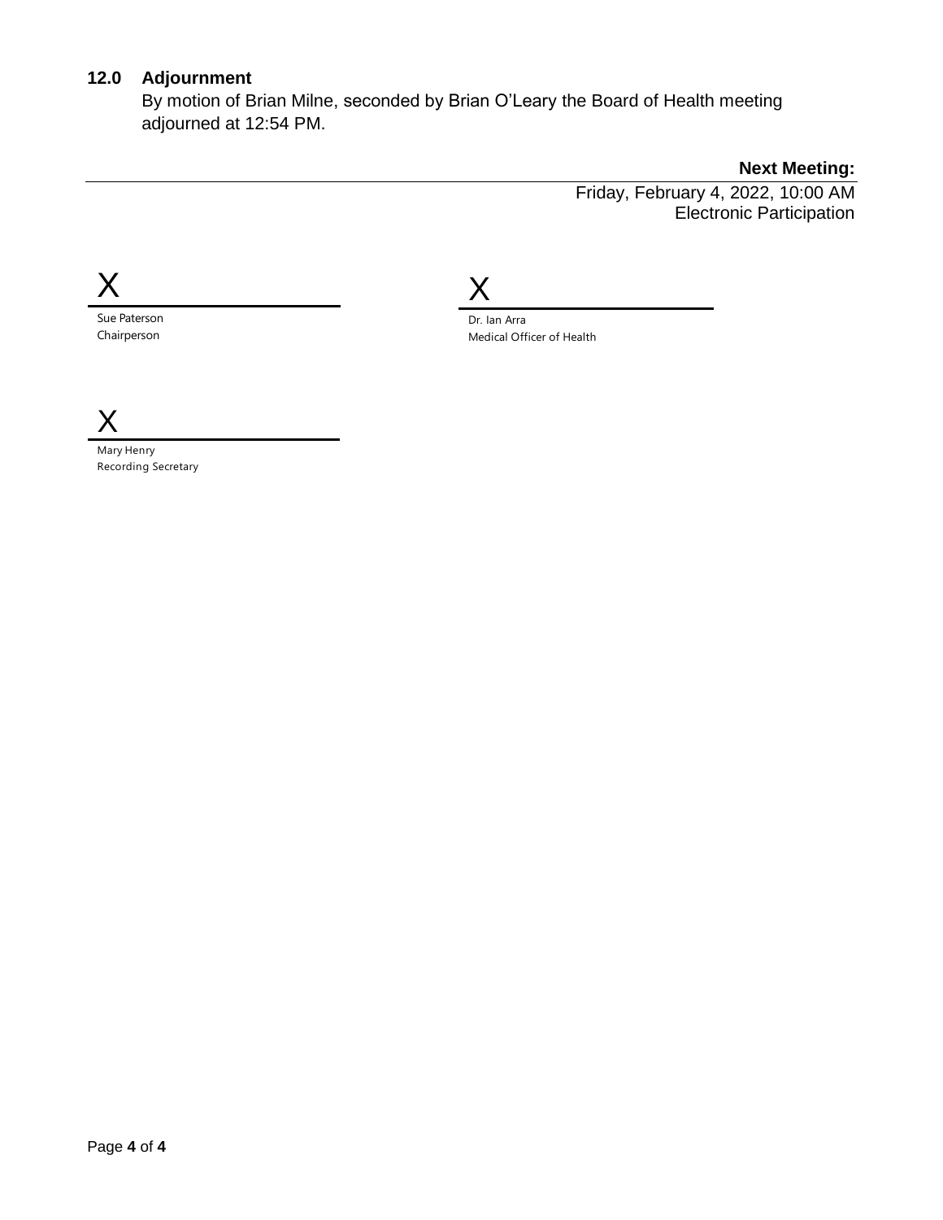## 12.0 Adjournment

By motion of Brian Milne, seconded by Brian O'Leary the Board of Health meeting adjourned at 12:54 PM.

**Next Meeting:**

Friday, February 4, 2022, 10:00 AM
Electronic Participation

X

Sue Paterson
Chairperson

X

Dr. Ian Arra
Medical Officer of Health

X

Mary Henry
Recording Secretary